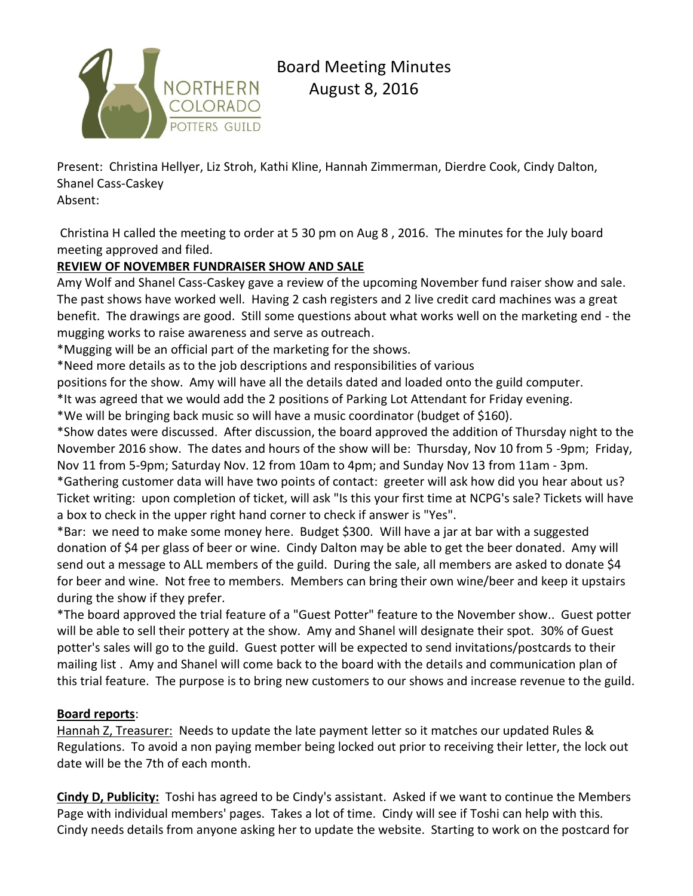# Board Meeting Minutes
## August 8, 2016

Present: Christina Hellyer, Liz Stroh, Kathi Kline, Hannah Zimmerman, Dierdre Cook, Cindy Dalton, Shanel Cass-Caskey
Absent:

Christina H called the meeting to order at 5 30 pm on Aug 8 , 2016. The minutes for the July board meeting approved and filed.

**REVIEW OF NOVEMBER FUNDRAISER SHOW AND SALE**

Amy Wolf and Shanel Cass-Caskey gave a review of the upcoming November fund raiser show and sale. The past shows have worked well. Having 2 cash registers and 2 live credit card machines was a great benefit. The drawings are good. Still some questions about what works well on the marketing end - the mugging works to raise awareness and serve as outreach.

*Mugging will be an official part of the marketing for the shows.

*Need more details as to the job descriptions and responsibilities of various positions for the show. Amy will have all the details dated and loaded onto the guild computer.

*It was agreed that we would add the 2 positions of Parking Lot Attendant for Friday evening.

*We will be bringing back music so will have a music coordinator (budget of $160).

*Show dates were discussed. After discussion, the board approved the addition of Thursday night to the November 2016 show. The dates and hours of the show will be: Thursday, Nov 10 from 5 -9pm; Friday, Nov 11 from 5-9pm; Saturday Nov. 12 from 10am to 4pm; and Sunday Nov 13 from 11am - 3pm.

*Gathering customer data will have two points of contact: greeter will ask how did you hear about us? Ticket writing: upon completion of ticket, will ask "Is this your first time at NCPG's sale? Tickets will have a box to check in the upper right hand corner to check if answer is "Yes".

*Bar: we need to make some money here. Budget $300. Will have a jar at bar with a suggested donation of $4 per glass of beer or wine. Cindy Dalton may be able to get the beer donated. Amy will send out a message to ALL members of the guild. During the sale, all members are asked to donate $4 for beer and wine. Not free to members. Members can bring their own wine/beer and keep it upstairs during the show if they prefer.

*The board approved the trial feature of a "Guest Potter" feature to the November show.. Guest potter will be able to sell their pottery at the show. Amy and Shanel will designate their spot. 30% of Guest potter's sales will go to the guild. Guest potter will be expected to send invitations/postcards to their mailing list . Amy and Shanel will come back to the board with the details and communication plan of this trial feature. The purpose is to bring new customers to our shows and increase revenue to the guild.

**Board reports**:

Hannah Z, Treasurer: Needs to update the late payment letter so it matches our updated Rules & Regulations. To avoid a non paying member being locked out prior to receiving their letter, the lock out date will be the 7th of each month.

**Cindy D, Publicity:** Toshi has agreed to be Cindy's assistant. Asked if we want to continue the Members Page with individual members' pages. Takes a lot of time. Cindy will see if Toshi can help with this. Cindy needs details from anyone asking her to update the website. Starting to work on the postcard for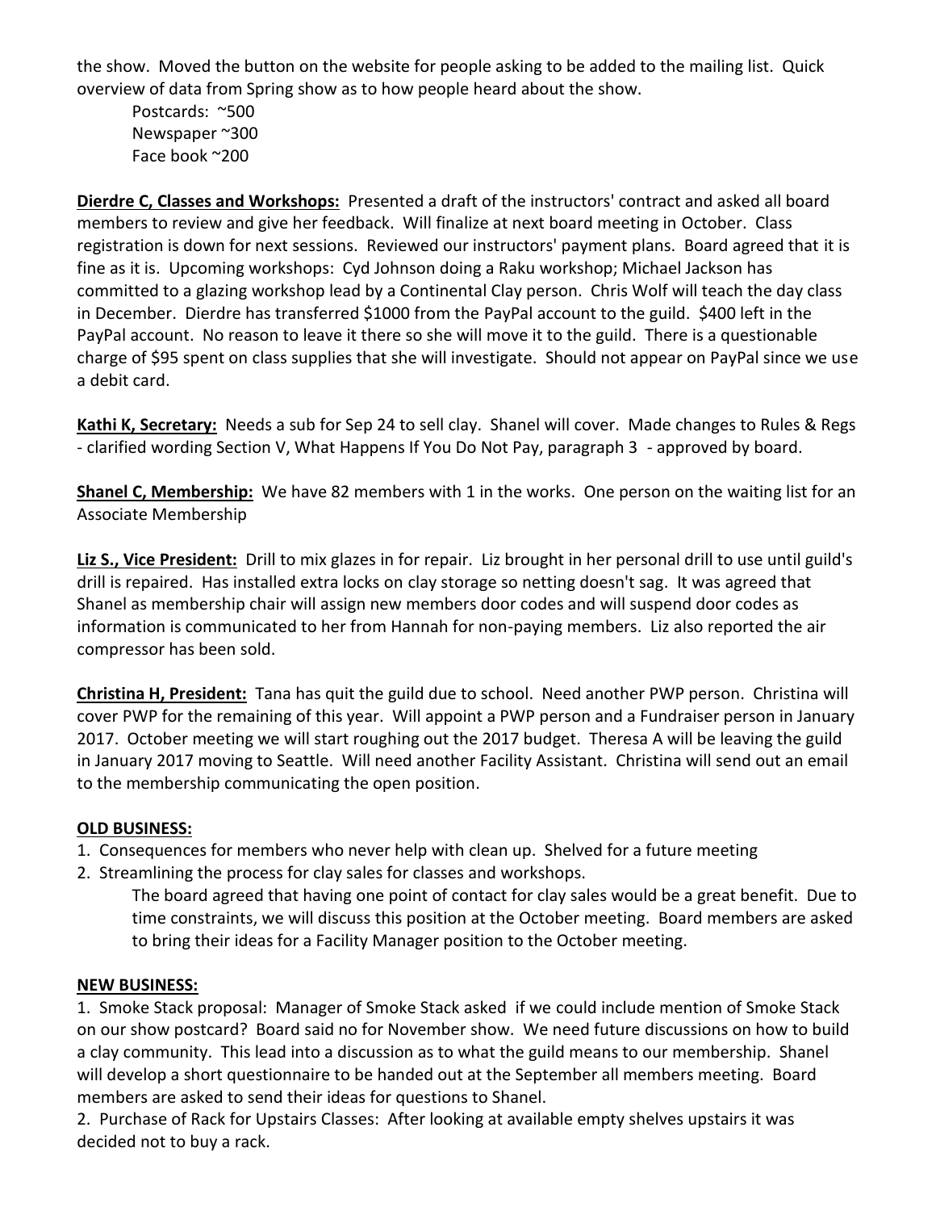the show. Moved the button on the website for people asking to be added to the mailing list. Quick overview of data from Spring show as to how people heard about the show.

Postcards: ~500
Newspaper ~300
Face book ~200

**Dierdre C, Classes and Workshops:** Presented a draft of the instructors' contract and asked all board members to review and give her feedback. Will finalize at next board meeting in October. Class registration is down for next sessions. Reviewed our instructors' payment plans. Board agreed that it is fine as it is. Upcoming workshops: Cyd Johnson doing a Raku workshop; Michael Jackson has committed to a glazing workshop lead by a Continental Clay person. Chris Wolf will teach the day class in December. Dierdre has transferred $1000 from the PayPal account to the guild. $400 left in the PayPal account. No reason to leave it there so she will move it to the guild. There is a questionable charge of $95 spent on class supplies that she will investigate. Should not appear on PayPal since we use a debit card.

**Kathi K, Secretary:** Needs a sub for Sep 24 to sell clay. Shanel will cover. Made changes to Rules & Regs - clarified wording Section V, What Happens If You Do Not Pay, paragraph 3 - approved by board.

**Shanel C, Membership:** We have 82 members with 1 in the works. One person on the waiting list for an Associate Membership

**Liz S., Vice President:** Drill to mix glazes in for repair. Liz brought in her personal drill to use until guild's drill is repaired. Has installed extra locks on clay storage so netting doesn't sag. It was agreed that Shanel as membership chair will assign new members door codes and will suspend door codes as information is communicated to her from Hannah for non-paying members. Liz also reported the air compressor has been sold.

**Christina H, President:** Tana has quit the guild due to school. Need another PWP person. Christina will cover PWP for the remaining of this year. Will appoint a PWP person and a Fundraiser person in January 2017. October meeting we will start roughing out the 2017 budget. Theresa A will be leaving the guild in January 2017 moving to Seattle. Will need another Facility Assistant. Christina will send out an email to the membership communicating the open position.

**OLD BUSINESS:**

1. Consequences for members who never help with clean up. Shelved for a future meeting
2. Streamlining the process for clay sales for classes and workshops.
   The board agreed that having one point of contact for clay sales would be a great benefit. Due to time constraints, we will discuss this position at the October meeting. Board members are asked to bring their ideas for a Facility Manager position to the October meeting.

**NEW BUSINESS:**

1. Smoke Stack proposal: Manager of Smoke Stack asked if we could include mention of Smoke Stack on our show postcard? Board said no for November show. We need future discussions on how to build a clay community. This lead into a discussion as to what the guild means to our membership. Shanel will develop a short questionnaire to be handed out at the September all members meeting. Board members are asked to send their ideas for questions to Shanel.
2. Purchase of Rack for Upstairs Classes: After looking at available empty shelves upstairs it was decided not to buy a rack.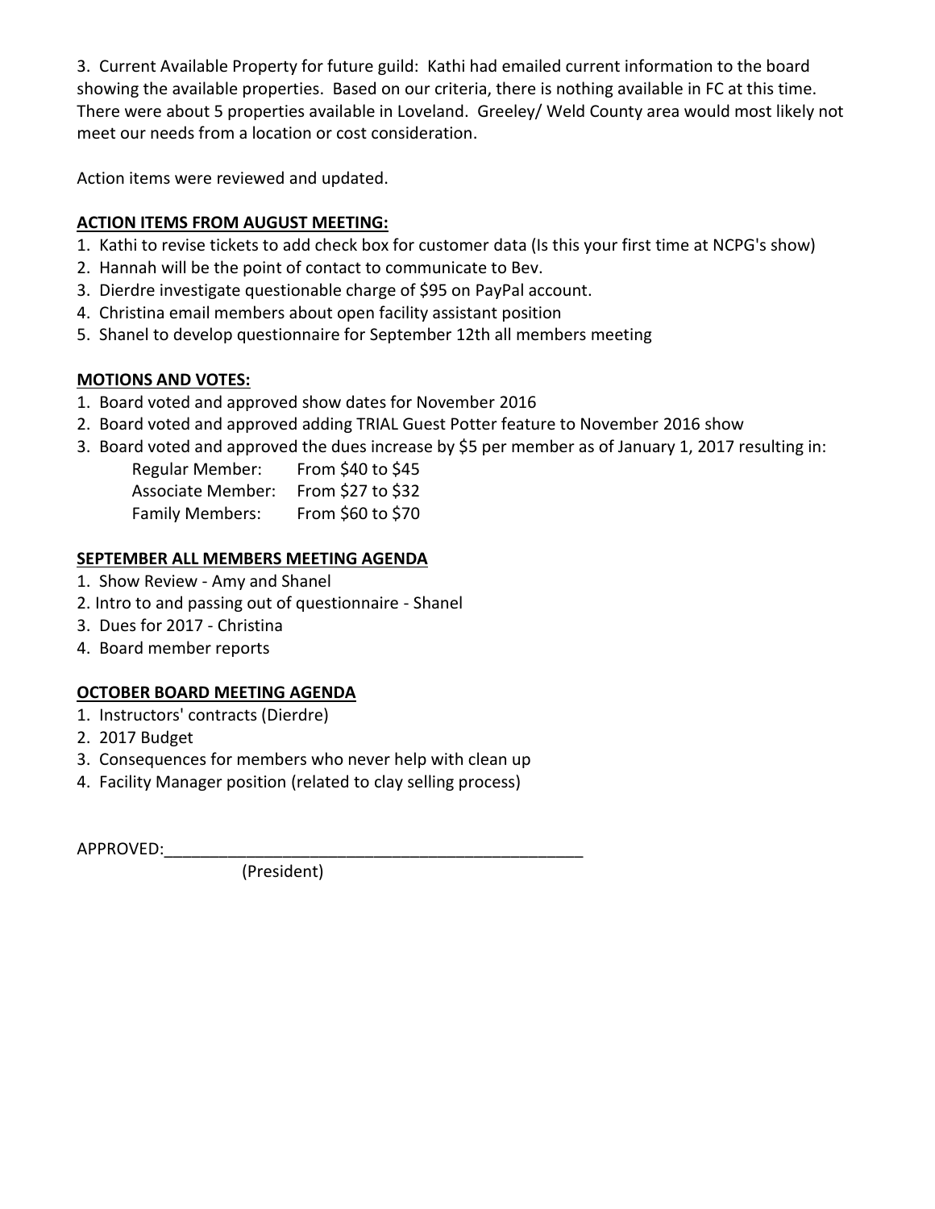3. Current Available Property for future guild: Kathi had emailed current information to the board showing the available properties. Based on our criteria, there is nothing available in FC at this time. There were about 5 properties available in Loveland. Greeley/ Weld County area would most likely not meet our needs from a location or cost consideration.

Action items were reviewed and updated.

**ACTION ITEMS FROM AUGUST MEETING:**

1. Kathi to revise tickets to add check box for customer data (Is this your first time at NCPG's show)
2. Hannah will be the point of contact to communicate to Bev.
3. Dierdre investigate questionable charge of $95 on PayPal account.
4. Christina email members about open facility assistant position
5. Shanel to develop questionnaire for September 12th all members meeting

**MOTIONS AND VOTES:**

1. Board voted and approved show dates for November 2016
2. Board voted and approved adding TRIAL Guest Potter feature to November 2016 show
3. Board voted and approved the dues increase by $5 per member as of January 1, 2017 resulting in:

| | |
|---|---|
| Regular Member: | From $40 to $45 |
| Associate Member: | From $27 to $32 |
| Family Members: | From $60 to $70 |

**SEPTEMBER ALL MEMBERS MEETING AGENDA**

1. Show Review - Amy and Shanel
2. Intro to and passing out of questionnaire - Shanel
3. Dues for 2017 - Christina
4. Board member reports

**OCTOBER BOARD MEETING AGENDA**

1. Instructors' contracts (Dierdre)
2. 2017 Budget
3. Consequences for members who never help with clean up
4. Facility Manager position (related to clay selling process)

APPROVED:_______________________________________________
(President)